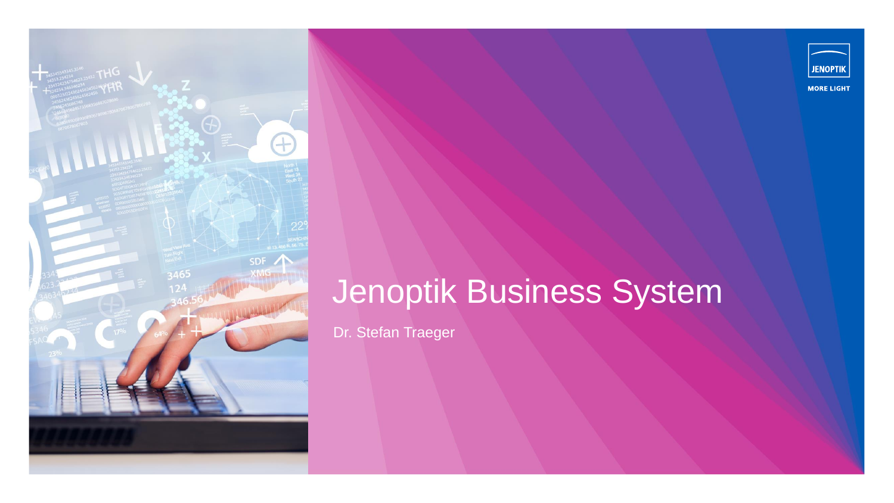# Jenoptik Business System

Dr. Stefan Traeger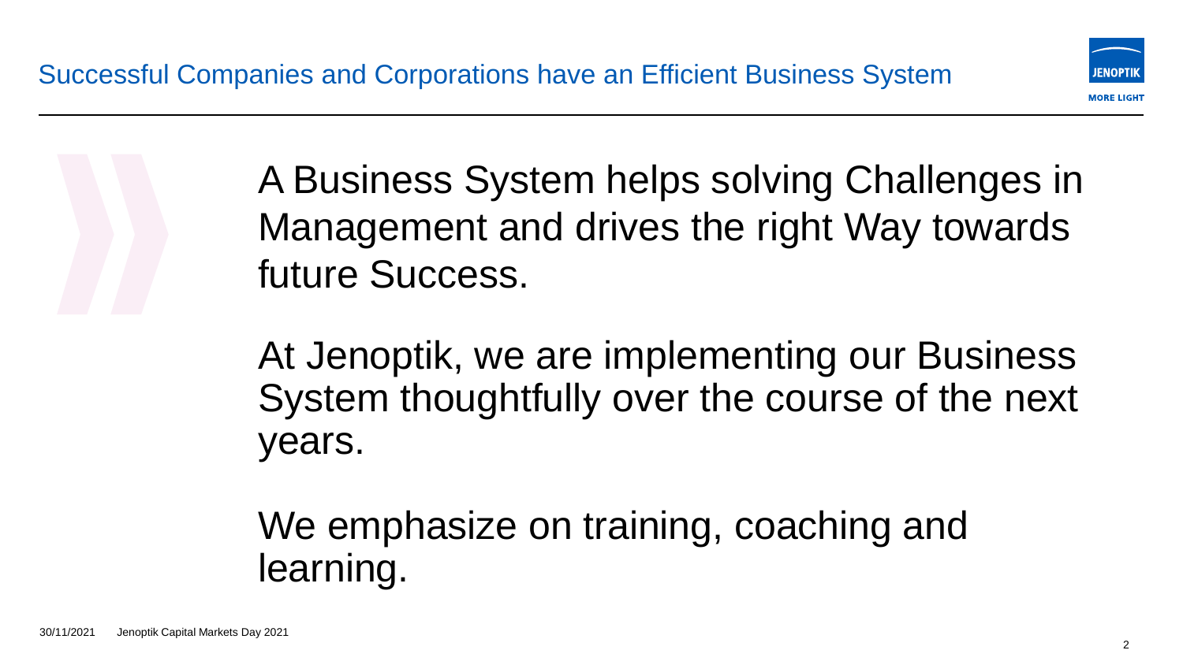## Successful Companies and Corporations have an Efficient Business System

A Business System helps solving Challenges in Management and drives the right Way towards future Success.

At Jenoptik, we are implementing our Business System thoughtfully over the course of the next years.

We emphasize on training, coaching and learning.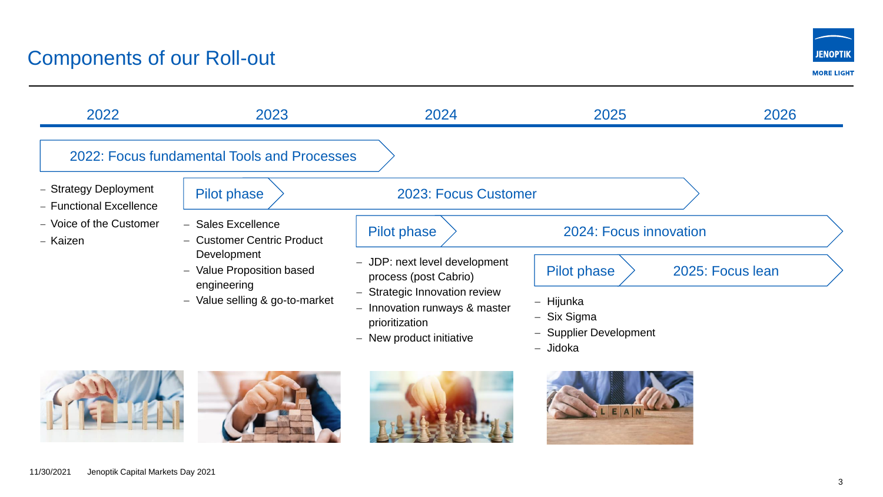# Components of our Roll-out

2022 | 2023 | 2024 | 2025 | 2026

## 2022: Focus fundamental Tools and Processes

- Strategy Deployment
- Functional Excellence
- Voice of the Customer
- Kaizen

## Pilot phase → 2023: Focus Customer

- Sales Excellence
- Customer Centric Product Development
- Value Proposition based engineering
- Value selling & go-to-market

## Pilot phase → 2024: Focus innovation

- JDP: next level development process (post Cabrio)
- Strategic Innovation review
- Innovation runways & master prioritization
- New product initiative

## Pilot phase → 2025: Focus lean

- Hijunka
- Six Sigma
- Supplier Development
- Jidoka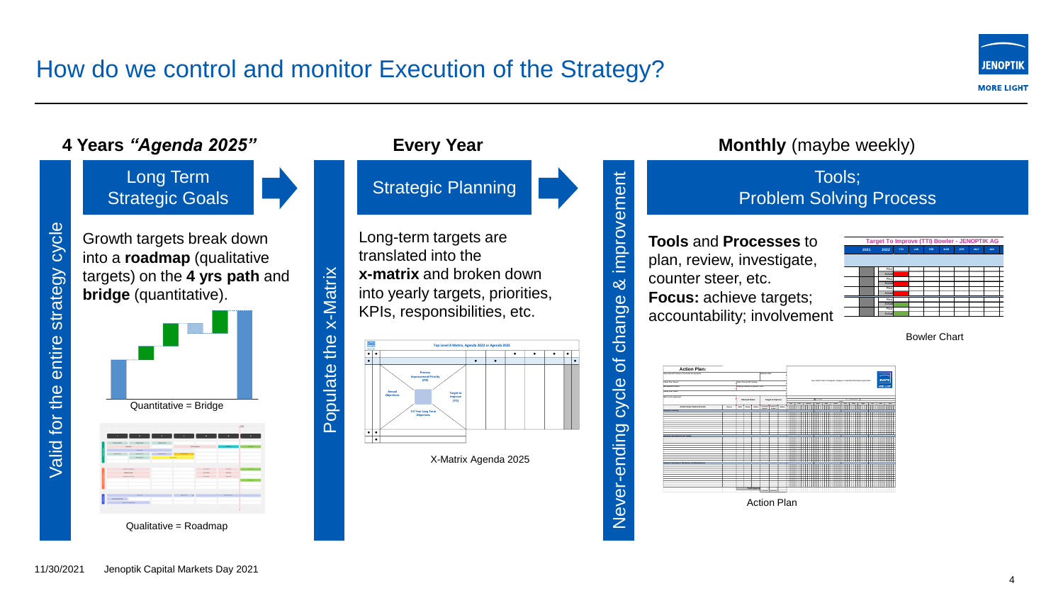# How do we control and monitor Execution of the Strategy?

## 4 Years *"Agenda 2025"*

Valid for the entire strategy cycle

### Long Term Strategic Goals

Growth targets break down into a **roadmap** (qualitative targets) on the **4 yrs path** and **bridge** (quantitative).

Quantitative = Bridge

Qualitative = Roadmap

## Every Year

Populate the x-Matrix

### Strategic Planning

Long-term targets are translated into the **x-matrix** and broken down into yearly targets, priorities, KPIs, responsibilities, etc.

X-Matrix Agenda 2025

## Monthly (maybe weekly)

Never-ending cycle of change & improvement

### Tools; Problem Solving Process

**Tools** and **Processes** to plan, review, investigate, counter steer, etc.
**Focus:** achieve targets; accountability; involvement

Bowler Chart

Action Plan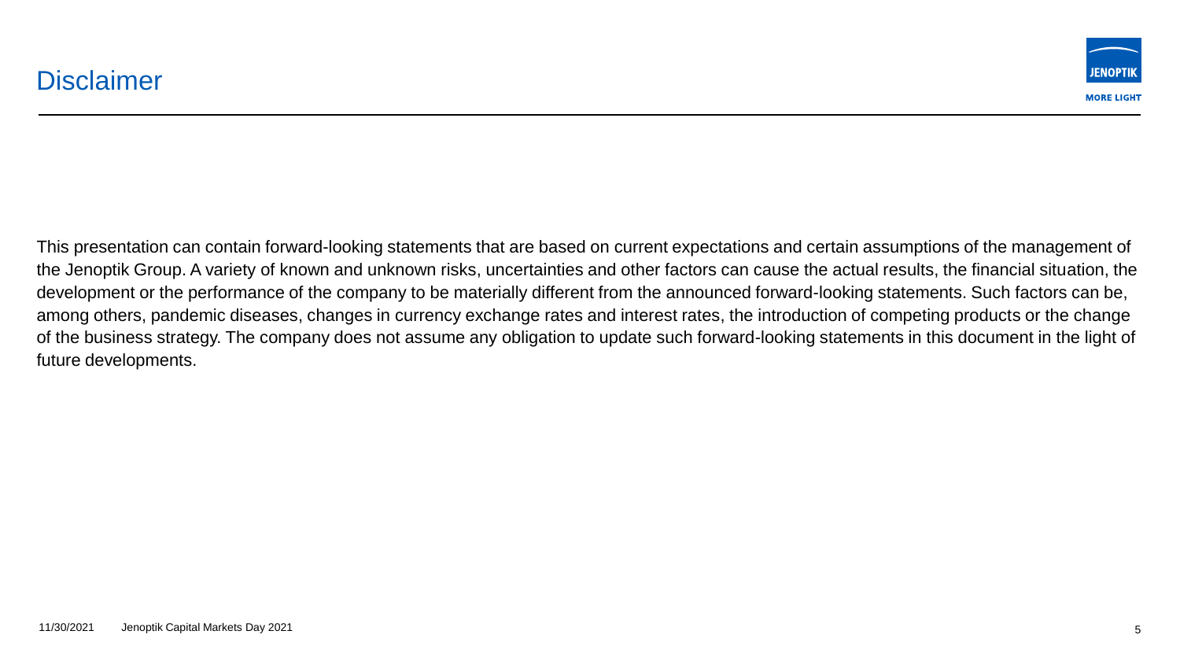# Disclaimer

This presentation can contain forward-looking statements that are based on current expectations and certain assumptions of the management of the Jenoptik Group. A variety of known and unknown risks, uncertainties and other factors can cause the actual results, the financial situation, the development or the performance of the company to be materially different from the announced forward-looking statements. Such factors can be, among others, pandemic diseases, changes in currency exchange rates and interest rates, the introduction of competing products or the change of the business strategy. The company does not assume any obligation to update such forward-looking statements in this document in the light of future developments.